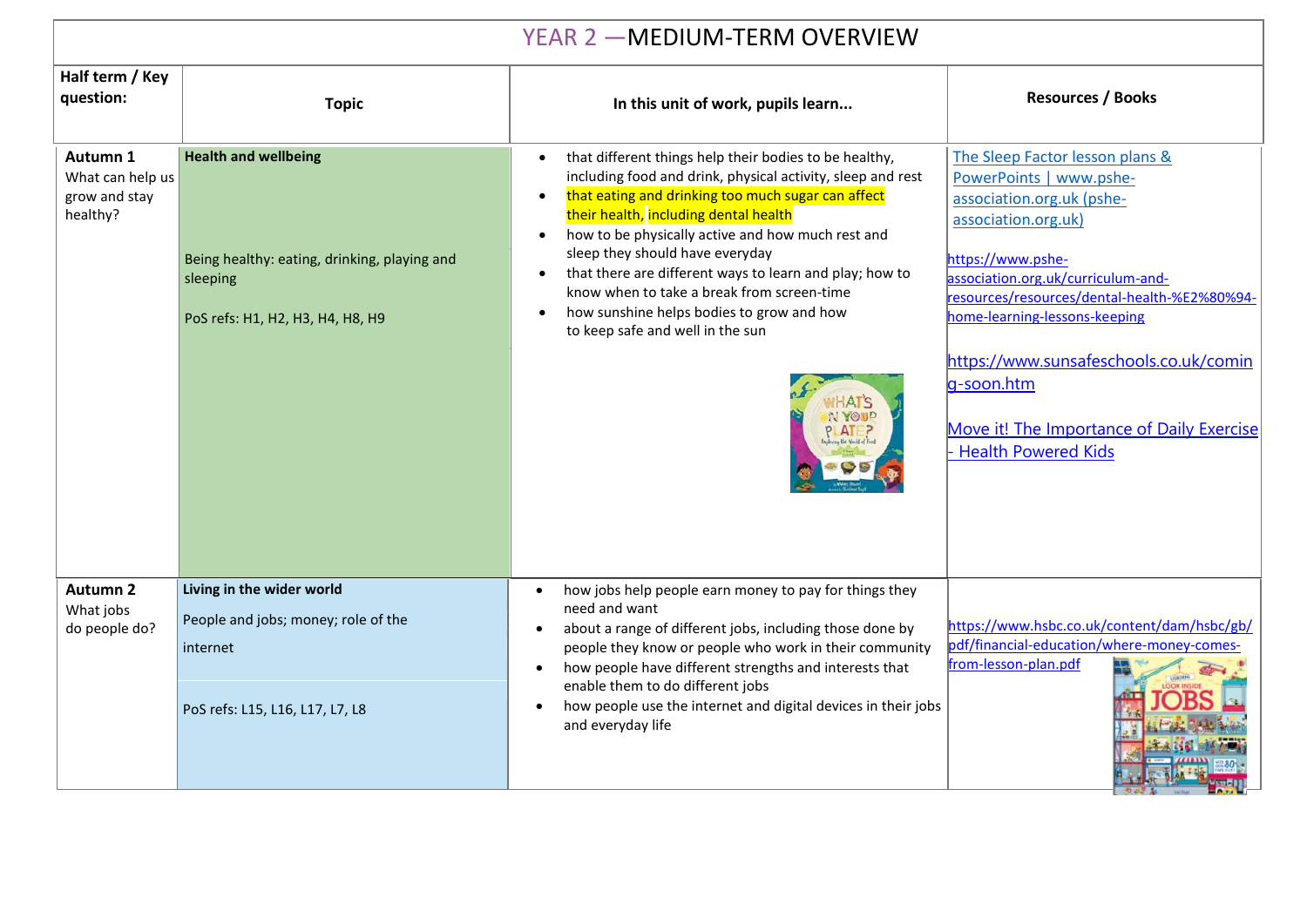# YEAR 2 —MEDIUM-TERM OVERVIEW

| Half term / Key question: | Topic | In this unit of work, pupils learn... | Resources / Books |
|---|---|---|---|
| **Autumn 1**<br>What can help us grow and stay healthy? | **Health and wellbeing**<br><br>Being healthy: eating, drinking, playing and sleeping<br><br>PoS refs: H1, H2, H3, H4, H8, H9 | • that different things help their bodies to be healthy, including food and drink, physical activity, sleep and rest<br>• that eating and drinking too much sugar can affect their health, including dental health<br>• how to be physically active and how much rest and sleep they should have everyday<br>• that there are different ways to learn and play; how to know when to take a break from screen-time<br>• how sunshine helps bodies to grow and how to keep safe and well in the sun | The Sleep Factor lesson plans & PowerPoints \| www.pshe-association.org.uk (pshe-association.org.uk)<br><br>https://www.pshe-association.org.uk/curriculum-and-resources/resources/dental-health-%E2%80%94-home-learning-lessons-keeping<br><br>https://www.sunsafeschools.co.uk/coming-soon.htm<br><br>Move it! The Importance of Daily Exercise - Health Powered Kids |
| **Autumn 2**<br>What jobs do people do? | **Living in the wider world**<br><br>People and jobs; money; role of the internet<br><br>PoS refs: L15, L16, L17, L7, L8 | • how jobs help people earn money to pay for things they need and want<br>• about a range of different jobs, including those done by people they know or people who work in their community<br>• how people have different strengths and interests that enable them to do different jobs<br>• how people use the internet and digital devices in their jobs and everyday life | https://www.hsbc.co.uk/content/dam/hsbc/gb/pdf/financial-education/where-money-comes-from-lesson-plan.pdf |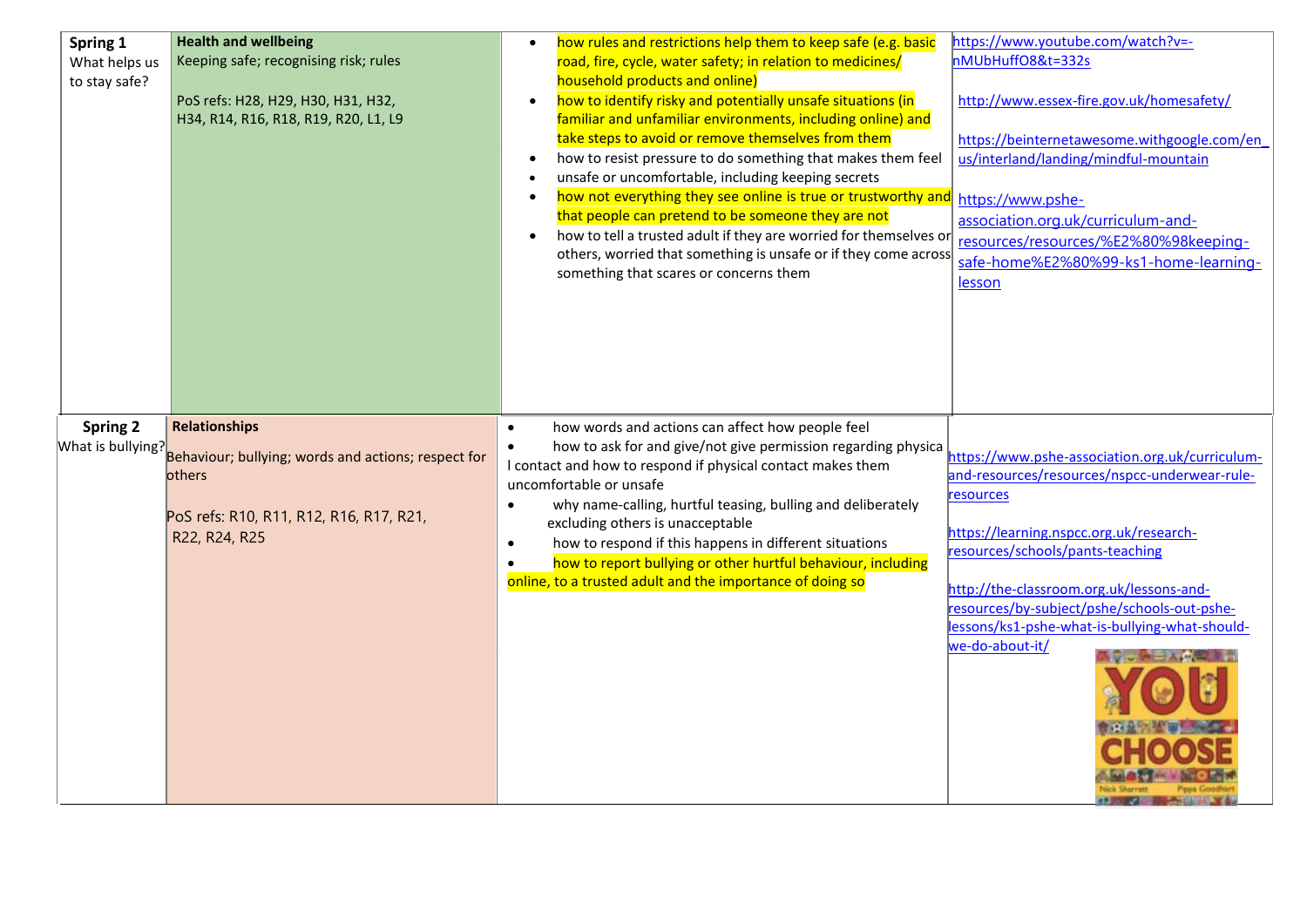| | | | |
|---|---|---|---|
| **Spring 1** What helps us to stay safe? | **Health and wellbeing** Keeping safe; recognising risk; rules<br><br>PoS refs: H28, H29, H30, H31, H32, H34, R14, R16, R18, R19, R20, L1, L9 | • how rules and restrictions help them to keep safe (e.g. basic road, fire, cycle, water safety; in relation to medicines/ household products and online)<br>• how to identify risky and potentially unsafe situations (in familiar and unfamiliar environments, including online) and take steps to avoid or remove themselves from them<br>• how to resist pressure to do something that makes them feel<br>• unsafe or uncomfortable, including keeping secrets<br>• how not everything they see online is true or trustworthy and that people can pretend to be someone they are not<br>• how to tell a trusted adult if they are worried for themselves or others, worried that something is unsafe or if they come across something that scares or concerns them | https://www.youtube.com/watch?v=-nMUbHuffO8&t=332s<br><br>http://www.essex-fire.gov.uk/homesafety/<br><br>https://beinternetawesome.withgoogle.com/en_us/interland/landing/mindful-mountain<br><br>https://www.pshe-association.org.uk/curriculum-and-resources/resources/%E2%80%98keeping-safe-home%E2%80%99-ks1-home-learning-lesson |
| **Spring 2** What is bullying? | **Relationships** Behaviour; bullying; words and actions; respect for others<br><br>PoS refs: R10, R11, R12, R16, R17, R21, R22, R24, R25 | • how words and actions can affect how people feel<br>• how to ask for and give/not give permission regarding physical contact and how to respond if physical contact makes them uncomfortable or unsafe<br>• why name-calling, hurtful teasing, bulling and deliberately excluding others is unacceptable<br>• how to respond if this happens in different situations<br>• how to report bullying or other hurtful behaviour, including online, to a trusted adult and the importance of doing so | https://www.pshe-association.org.uk/curriculum-and-resources/resources/nspcc-underwear-rule-resources<br><br>https://learning.nspcc.org.uk/research-resources/schools/pants-teaching<br><br>http://the-classroom.org.uk/lessons-and-resources/by-subject/pshe/schools-out-pshe-lessons/ks1-pshe-what-is-bullying-what-should-we-do-about-it/<br><br>YOU CHOOSE<br>Nick Sharratt Pippa Goodhart |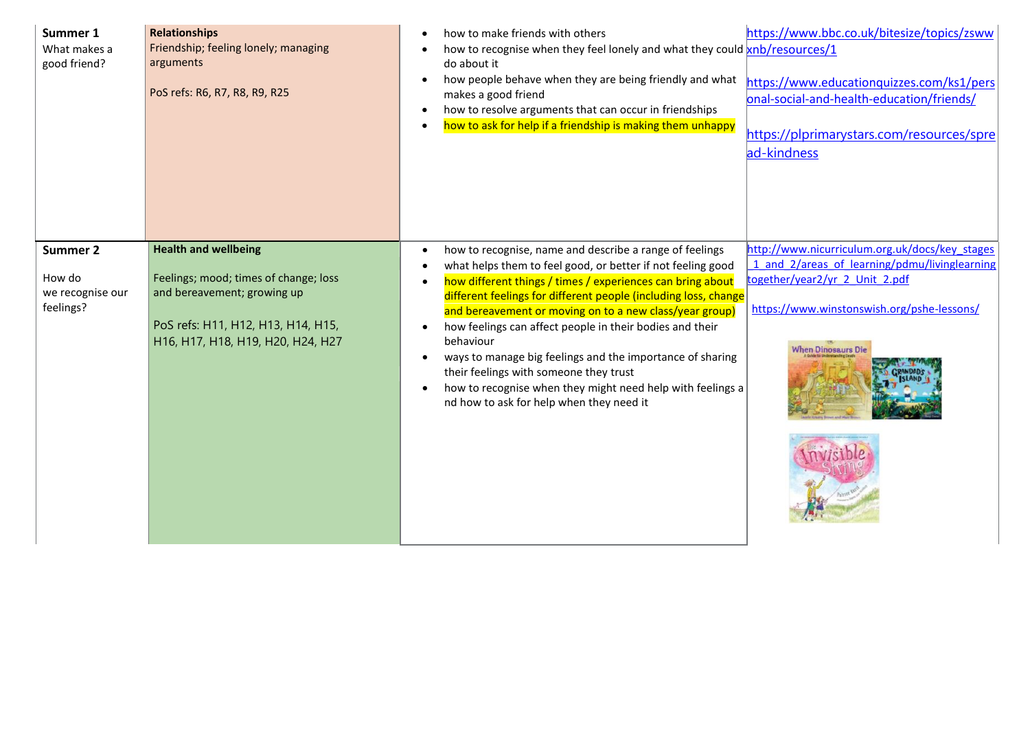| | | | |
|---|---|---|---|
| **Summer 1**<br>What makes a good friend? | **Relationships**<br>Friendship; feeling lonely; managing arguments<br><br>PoS refs: R6, R7, R8, R9, R25 | • how to make friends with others<br>• how to recognise when they feel lonely and what they could do about it<br>• how people behave when they are being friendly and what makes a good friend<br>• how to resolve arguments that can occur in friendships<br>• how to ask for help if a friendship is making them unhappy | https://www.bbc.co.uk/bitesize/topics/zswwxnb/resources/1<br><br>https://www.educationquizzes.com/ks1/personal-social-and-health-education/friends/<br><br>https://plprimarystars.com/resources/spread-kindness |
| **Summer 2**<br><br>How do we recognise our feelings? | **Health and wellbeing**<br><br>Feelings; mood; times of change; loss and bereavement; growing up<br><br>PoS refs: H11, H12, H13, H14, H15, H16, H17, H18, H19, H20, H24, H27 | • how to recognise, name and describe a range of feelings<br>• what helps them to feel good, or better if not feeling good<br>• how different things / times / experiences can bring about different feelings for different people (including loss, change and bereavement or moving on to a new class/year group)<br>• how feelings can affect people in their bodies and their behaviour<br>• ways to manage big feelings and the importance of sharing their feelings with someone they trust<br>• how to recognise when they might need help with feelings and how to ask for help when they need it | http://www.nicurriculum.org.uk/docs/key_stages_1_and_2/areas_of_learning/pdmu/livinglearningtogether/year2/yr_2_Unit_2.pdf<br><br>https://www.winstonswish.org/pshe-lessons/ |